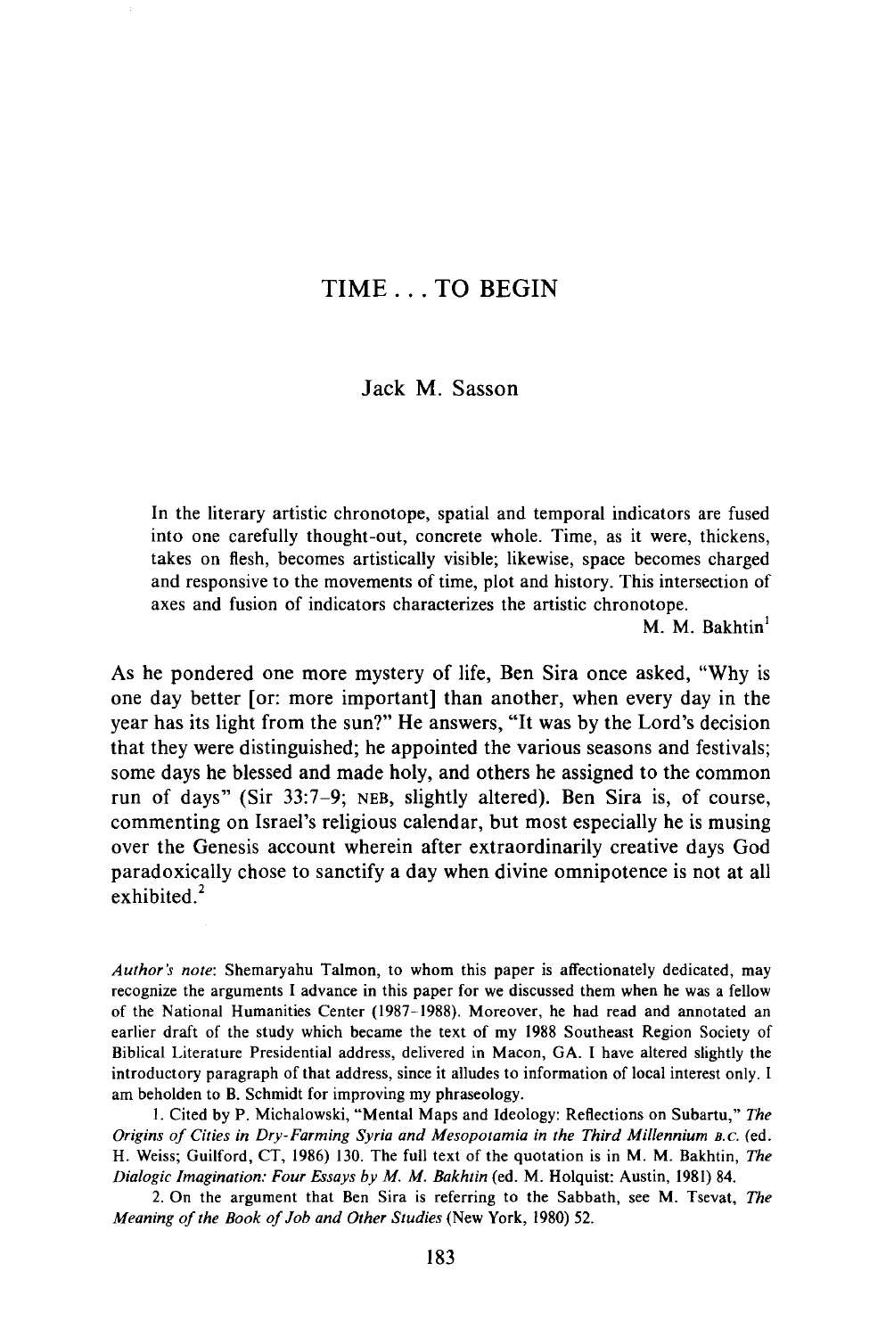# TIME . . . TO BEGIN

Jack M. Sasson

> In the literary artistic chronotope, spatial and temporal indicators are fused into one carefully thought-out, concrete whole. Time, as it were, thickens, takes on flesh, becomes artistically visible; likewise, space becomes charged and responsive to the movements of time, plot and history. This intersection of axes and fusion of indicators characterizes the artistic chronotope.
>
> M. M. Bakhtin[1]

As he pondered one more mystery of life, Ben Sira once asked, "Why is one day better [or: more important] than another, when every day in the year has its light from the sun?" He answers, "It was by the Lord's decision that they were distinguished; he appointed the various seasons and festivals; some days he blessed and made holy, and others he assigned to the common run of days" (Sir 33:7–9; NEB, slightly altered). Ben Sira is, of course, commenting on Israel's religious calendar, but most especially he is musing over the Genesis account wherein after extraordinarily creative days God paradoxically chose to sanctify a day when divine omnipotence is not at all exhibited.[2]

*Author's note*: Shemaryahu Talmon, to whom this paper is affectionately dedicated, may recognize the arguments I advance in this paper for we discussed them when he was a fellow of the National Humanities Center (1987–1988). Moreover, he had read and annotated an earlier draft of the study which became the text of my 1988 Southeast Region Society of Biblical Literature Presidential address, delivered in Macon, GA. I have altered slightly the introductory paragraph of that address, since it alludes to information of local interest only. I am beholden to B. Schmidt for improving my phraseology.

1. Cited by P. Michalowski, "Mental Maps and Ideology: Reflections on Subartu," *The Origins of Cities in Dry-Farming Syria and Mesopotamia in the Third Millennium B.C.* (ed. H. Weiss; Guilford, CT, 1986) 130. The full text of the quotation is in M. M. Bakhtin, *The Dialogic Imagination: Four Essays by M. M. Bakhtin* (ed. M. Holquist: Austin, 1981) 84.

2. On the argument that Ben Sira is referring to the Sabbath, see M. Tsevat, *The Meaning of the Book of Job and Other Studies* (New York, 1980) 52.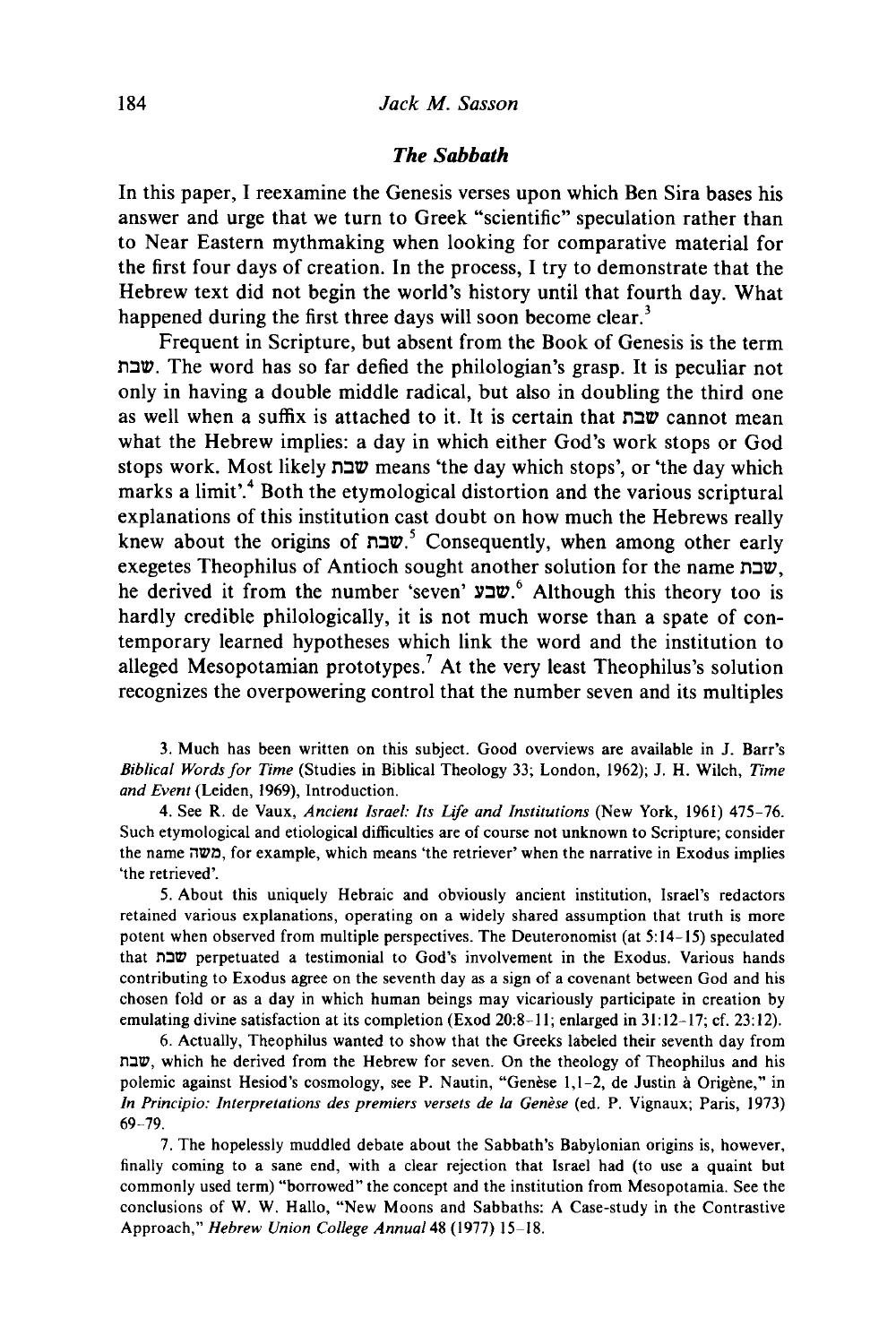### *The Sabbath*

In this paper, I reexamine the Genesis verses upon which Ben Sira bases his answer and urge that we turn to Greek "scientific" speculation rather than to Near Eastern mythmaking when looking for comparative material for the first four days of creation. In the process, I try to demonstrate that the Hebrew text did not begin the world's history until that fourth day. What happened during the first three days will soon become clear.[3]

Frequent in Scripture, but absent from the Book of Genesis is the term שבת. The word has so far defied the philologian's grasp. It is peculiar not only in having a double middle radical, but also in doubling the third one as well when a suffix is attached to it. It is certain that שבת cannot mean what the Hebrew implies: a day in which either God's work stops or God stops work. Most likely שבת means 'the day which stops', or 'the day which marks a limit'.[4] Both the etymological distortion and the various scriptural explanations of this institution cast doubt on how much the Hebrews really knew about the origins of שבת.[5] Consequently, when among other early exegetes Theophilus of Antioch sought another solution for the name שבת, he derived it from the number 'seven' שבע.[6] Although this theory too is hardly credible philologically, it is not much worse than a spate of contemporary learned hypotheses which link the word and the institution to alleged Mesopotamian prototypes.[7] At the very least Theophilus's solution recognizes the overpowering control that the number seven and its multiples

3. Much has been written on this subject. Good overviews are available in J. Barr's *Biblical Words for Time* (Studies in Biblical Theology 33; London, 1962); J. H. Wilch, *Time and Event* (Leiden, 1969), Introduction.

4. See R. de Vaux, *Ancient Israel: Its Life and Institutions* (New York, 1961) 475–76. Such etymological and etiological difficulties are of course not unknown to Scripture; consider the name משה, for example, which means 'the retriever' when the narrative in Exodus implies 'the retrieved'.

5. About this uniquely Hebraic and obviously ancient institution, Israel's redactors retained various explanations, operating on a widely shared assumption that truth is more potent when observed from multiple perspectives. The Deuteronomist (at 5:14–15) speculated that שבת perpetuated a testimonial to God's involvement in the Exodus. Various hands contributing to Exodus agree on the seventh day as a sign of a covenant between God and his chosen fold or as a day in which human beings may vicariously participate in creation by emulating divine satisfaction at its completion (Exod 20:8–11; enlarged in 31:12–17; cf. 23:12).

6. Actually, Theophilus wanted to show that the Greeks labeled their seventh day from שבת, which he derived from the Hebrew for seven. On the theology of Theophilus and his polemic against Hesiod's cosmology, see P. Nautin, "Genèse 1,1–2, de Justin à Origène," in *In Principio: Interpretations des premiers versets de la Genèse* (ed. P. Vignaux; Paris, 1973) 69–79.

7. The hopelessly muddled debate about the Sabbath's Babylonian origins is, however, finally coming to a sane end, with a clear rejection that Israel had (to use a quaint but commonly used term) "borrowed" the concept and the institution from Mesopotamia. See the conclusions of W. W. Hallo, "New Moons and Sabbaths: A Case-study in the Contrastive Approach," *Hebrew Union College Annual* 48 (1977) 15–18.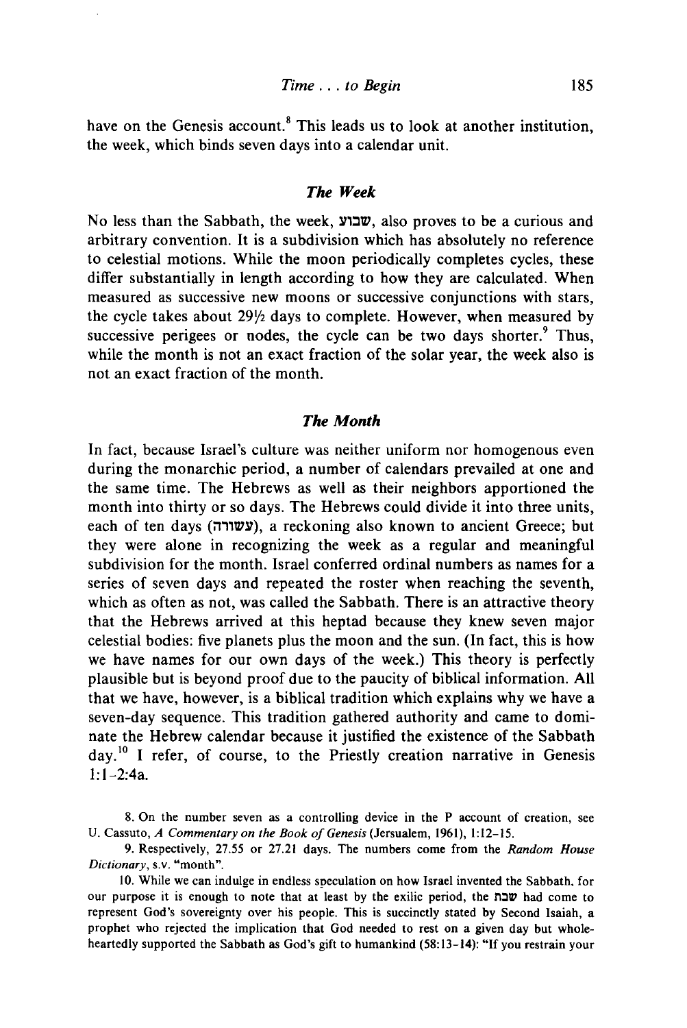have on the Genesis account.[8] This leads us to look at another institution, the week, which binds seven days into a calendar unit.

### *The Week*

No less than the Sabbath, the week, שבוע, also proves to be a curious and arbitrary convention. It is a subdivision which has absolutely no reference to celestial motions. While the moon periodically completes cycles, these differ substantially in length according to how they are calculated. When measured as successive new moons or successive conjunctions with stars, the cycle takes about 29½ days to complete. However, when measured by successive perigees or nodes, the cycle can be two days shorter.[9] Thus, while the month is not an exact fraction of the solar year, the week also is not an exact fraction of the month.

### *The Month*

In fact, because Israel's culture was neither uniform nor homogenous even during the monarchic period, a number of calendars prevailed at one and the same time. The Hebrews as well as their neighbors apportioned the month into thirty or so days. The Hebrews could divide it into three units, each of ten days (עשורה), a reckoning also known to ancient Greece; but they were alone in recognizing the week as a regular and meaningful subdivision for the month. Israel conferred ordinal numbers as names for a series of seven days and repeated the roster when reaching the seventh, which as often as not, was called the Sabbath. There is an attractive theory that the Hebrews arrived at this heptad because they knew seven major celestial bodies: five planets plus the moon and the sun. (In fact, this is how we have names for our own days of the week.) This theory is perfectly plausible but is beyond proof due to the paucity of biblical information. All that we have, however, is a biblical tradition which explains why we have a seven-day sequence. This tradition gathered authority and came to dominate the Hebrew calendar because it justified the existence of the Sabbath day.[10] I refer, of course, to the Priestly creation narrative in Genesis 1:1–2:4a.

8. On the number seven as a controlling device in the P account of creation, see U. Cassuto, *A Commentary on the Book of Genesis* (Jersualem, 1961), 1:12–15.

9. Respectively, 27.55 or 27.21 days. The numbers come from the *Random House Dictionary*, s.v. "month".

10. While we can indulge in endless speculation on how Israel invented the Sabbath, for our purpose it is enough to note that at least by the exilic period, the שבת had come to represent God's sovereignty over his people. This is succinctly stated by Second Isaiah, a prophet who rejected the implication that God needed to rest on a given day but wholeheartedly supported the Sabbath as God's gift to humankind (58:13–14): "If you restrain your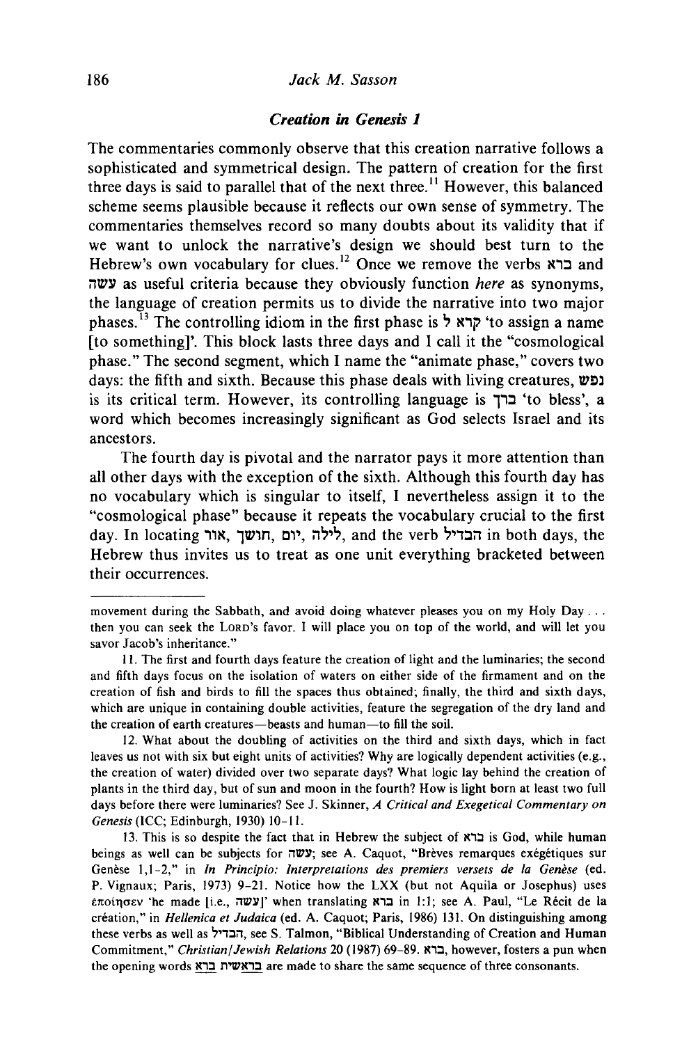### *Creation in Genesis 1*

The commentaries commonly observe that this creation narrative follows a sophisticated and symmetrical design. The pattern of creation for the first three days is said to parallel that of the next three.[11] However, this balanced scheme seems plausible because it reflects our own sense of symmetry. The commentaries themselves record so many doubts about its validity that if we want to unlock the narrative's design we should best turn to the Hebrew's own vocabulary for clues.[12] Once we remove the verbs ברא and עשה as useful criteria because they obviously function *here* as synonyms, the language of creation permits us to divide the narrative into two major phases.[13] The controlling idiom in the first phase is קרא ל 'to assign a name [to something]'. This block lasts three days and I call it the "cosmological phase." The second segment, which I name the "animate phase," covers two days: the fifth and sixth. Because this phase deals with living creatures, נפש is its critical term. However, its controlling language is ברך 'to bless', a word which becomes increasingly significant as God selects Israel and its ancestors.

The fourth day is pivotal and the narrator pays it more attention than all other days with the exception of the sixth. Although this fourth day has no vocabulary which is singular to itself, I nevertheless assign it to the "cosmological phase" because it repeats the vocabulary crucial to the first day. In locating אור, חושך, יום, לילה, and the verb הבדיל in both days, the Hebrew thus invites us to treat as one unit everything bracketed between their occurrences.

---

movement during the Sabbath, and avoid doing whatever pleases you on my Holy Day . . . then you can seek the LORD's favor. I will place you on top of the world, and will let you savor Jacob's inheritance."

11. The first and fourth days feature the creation of light and the luminaries; the second and fifth days focus on the isolation of waters on either side of the firmament and on the creation of fish and birds to fill the spaces thus obtained; finally, the third and sixth days, which are unique in containing double activities, feature the segregation of the dry land and the creation of earth creatures—beasts and human—to fill the soil.

12. What about the doubling of activities on the third and sixth days, which in fact leaves us not with six but eight units of activities? Why are logically dependent activities (e.g., the creation of water) divided over two separate days? What logic lay behind the creation of plants in the third day, but of sun and moon in the fourth? How is light born at least two full days before there were luminaries? See J. Skinner, *A Critical and Exegetical Commentary on Genesis* (ICC; Edinburgh, 1930) 10-11.

13. This is so despite the fact that in Hebrew the subject of ברא is God, while human beings as well can be subjects for עשה; see A. Caquot, "Brèves remarques exégétiques sur Genèse 1,1-2," in *In Principio: Interpretations des premiers versets de la Genèse* (ed. P. Vignaux; Paris, 1973) 9-21. Notice how the LXX (but not Aquila or Josephus) uses ἐποίησεν 'he made [i.e., עשה]' when translating ברא in 1:1; see A. Paul, "Le Récit de la création," in *Hellenica et Judaica* (ed. A. Caquot; Paris, 1986) 131. On distinguishing among these verbs as well as הבדיל, see S. Talmon, "Biblical Understanding of Creation and Human Commitment," *Christian/Jewish Relations* 20 (1987) 69-89. ברא, however, fosters a pun when the opening words בראשית ברא are made to share the same sequence of three consonants.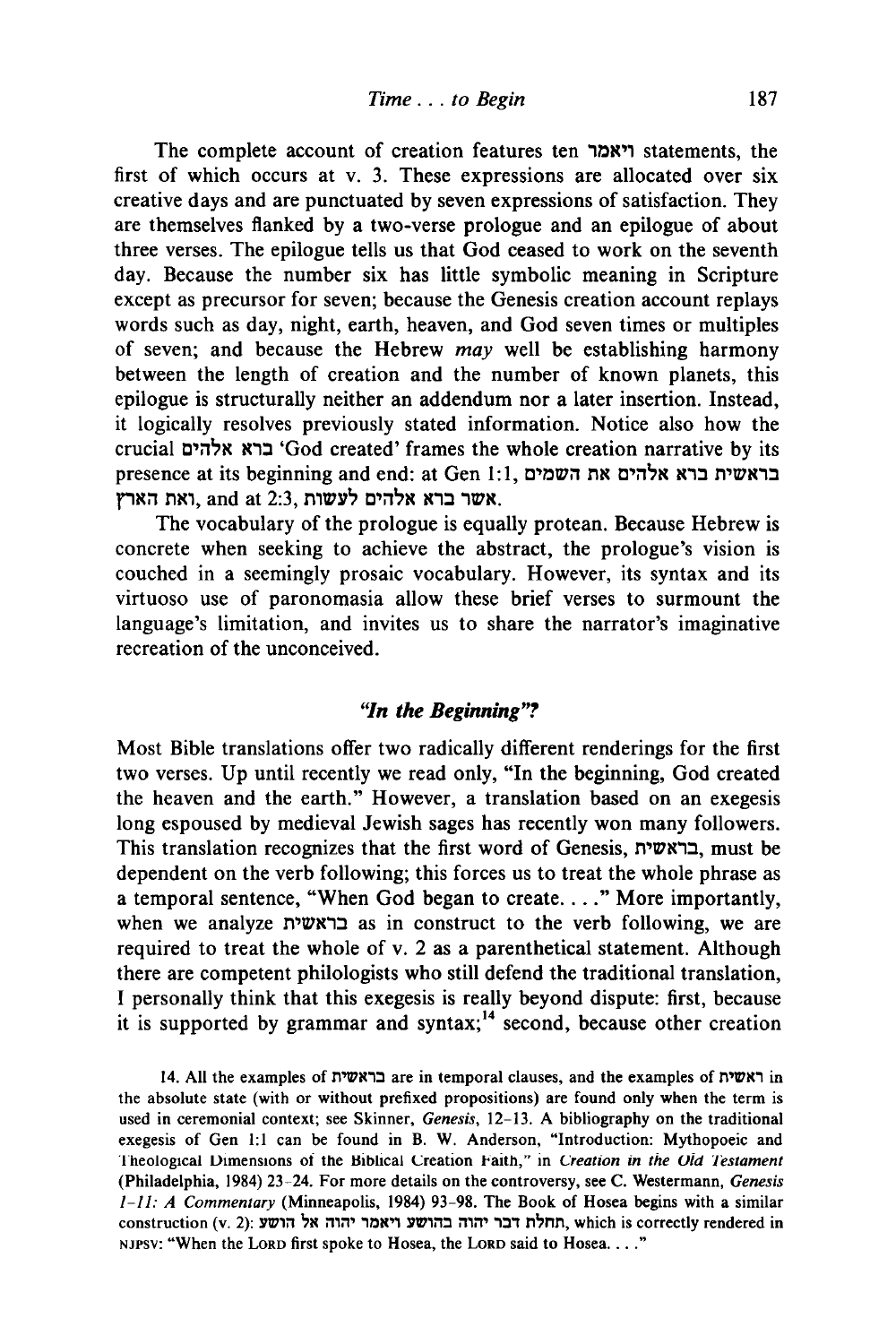The complete account of creation features ten ויאמר statements, the first of which occurs at v. 3. These expressions are allocated over six creative days and are punctuated by seven expressions of satisfaction. They are themselves flanked by a two-verse prologue and an epilogue of about three verses. The epilogue tells us that God ceased to work on the seventh day. Because the number six has little symbolic meaning in Scripture except as precursor for seven; because the Genesis creation account replays words such as day, night, earth, heaven, and God seven times or multiples of seven; and because the Hebrew *may* well be establishing harmony between the length of creation and the number of known planets, this epilogue is structurally neither an addendum nor a later insertion. Instead, it logically resolves previously stated information. Notice also how the crucial ברא אלהים 'God created' frames the whole creation narrative by its presence at its beginning and end: at Gen 1:1, בראשית ברא אלהים את השמים ואת הארץ, and at 2:3, אשר ברא אלהים לעשות.

The vocabulary of the prologue is equally protean. Because Hebrew is concrete when seeking to achieve the abstract, the prologue's vision is couched in a seemingly prosaic vocabulary. However, its syntax and its virtuoso use of paronomasia allow these brief verses to surmount the language's limitation, and invites us to share the narrator's imaginative recreation of the unconceived.

### *"In the Beginning"?*

Most Bible translations offer two radically different renderings for the first two verses. Up until recently we read only, "In the beginning, God created the heaven and the earth." However, a translation based on an exegesis long espoused by medieval Jewish sages has recently won many followers. This translation recognizes that the first word of Genesis, בראשית, must be dependent on the verb following; this forces us to treat the whole phrase as a temporal sentence, "When God began to create. . . ." More importantly, when we analyze בראשית as in construct to the verb following, we are required to treat the whole of v. 2 as a parenthetical statement. Although there are competent philologists who still defend the traditional translation, I personally think that this exegesis is really beyond dispute: first, because it is supported by grammar and syntax;[14] second, because other creation

14. All the examples of בראשית are in temporal clauses, and the examples of ראשית in the absolute state (with or without prefixed propositions) are found only when the term is used in ceremonial context; see Skinner, *Genesis*, 12–13. A bibliography on the traditional exegesis of Gen 1:1 can be found in B. W. Anderson, "Introduction: Mythopoeic and Theological Dimensions of the Biblical Creation Faith," in *Creation in the Old Testament* (Philadelphia, 1984) 23–24. For more details on the controversy, see C. Westermann, *Genesis 1–11: A Commentary* (Minneapolis, 1984) 93–98. The Book of Hosea begins with a similar construction (v. 2): תחלת דבר יהוה בהושע ויאמר יהוה אל הושע, which is correctly rendered in NJPSV: "When the LORD first spoke to Hosea, the LORD said to Hosea. . . ."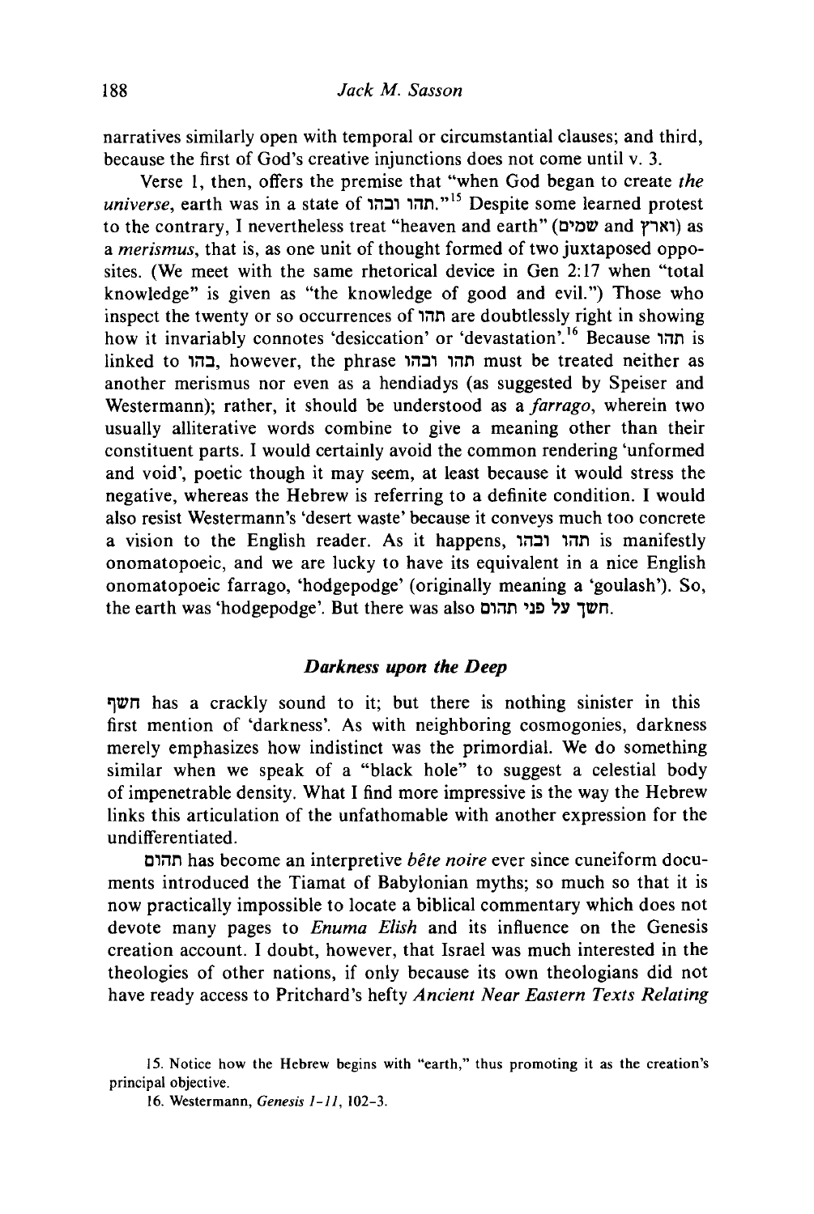narratives similarly open with temporal or circumstantial clauses; and third, because the first of God's creative injunctions does not come until v. 3.

Verse 1, then, offers the premise that "when God began to create *the universe*, earth was in a state of תהו ובהו."[15] Despite some learned protest to the contrary, I nevertheless treat "heaven and earth" (שמים and וארץ) as a *merismus*, that is, as one unit of thought formed of two juxtaposed opposites. (We meet with the same rhetorical device in Gen 2:17 when "total knowledge" is given as "the knowledge of good and evil.") Those who inspect the twenty or so occurrences of תהו are doubtlessly right in showing how it invariably connotes 'desiccation' or 'devastation'.[16] Because תהו is linked to בהו, however, the phrase תהו ובהו must be treated neither as another merismus nor even as a hendiadys (as suggested by Speiser and Westermann); rather, it should be understood as a *farrago*, wherein two usually alliterative words combine to give a meaning other than their constituent parts. I would certainly avoid the common rendering 'unformed and void', poetic though it may seem, at least because it would stress the negative, whereas the Hebrew is referring to a definite condition. I would also resist Westermann's 'desert waste' because it conveys much too concrete a vision to the English reader. As it happens, תהו ובהו is manifestly onomatopoeic, and we are lucky to have its equivalent in a nice English onomatopoeic farrago, 'hodgepodge' (originally meaning a 'goulash'). So, the earth was 'hodgepodge'. But there was also חשך על פני תהום.

### *Darkness upon the Deep*

חשך has a crackly sound to it; but there is nothing sinister in this first mention of 'darkness'. As with neighboring cosmogonies, darkness merely emphasizes how indistinct was the primordial. We do something similar when we speak of a "black hole" to suggest a celestial body of impenetrable density. What I find more impressive is the way the Hebrew links this articulation of the unfathomable with another expression for the undifferentiated.

תהום has become an interpretive *bête noire* ever since cuneiform documents introduced the Tiamat of Babylonian myths; so much so that it is now practically impossible to locate a biblical commentary which does not devote many pages to *Enuma Elish* and its influence on the Genesis creation account. I doubt, however, that Israel was much interested in the theologies of other nations, if only because its own theologians did not have ready access to Pritchard's hefty *Ancient Near Eastern Texts Relating*

15. Notice how the Hebrew begins with "earth," thus promoting it as the creation's principal objective.

16. Westermann, *Genesis 1-11*, 102-3.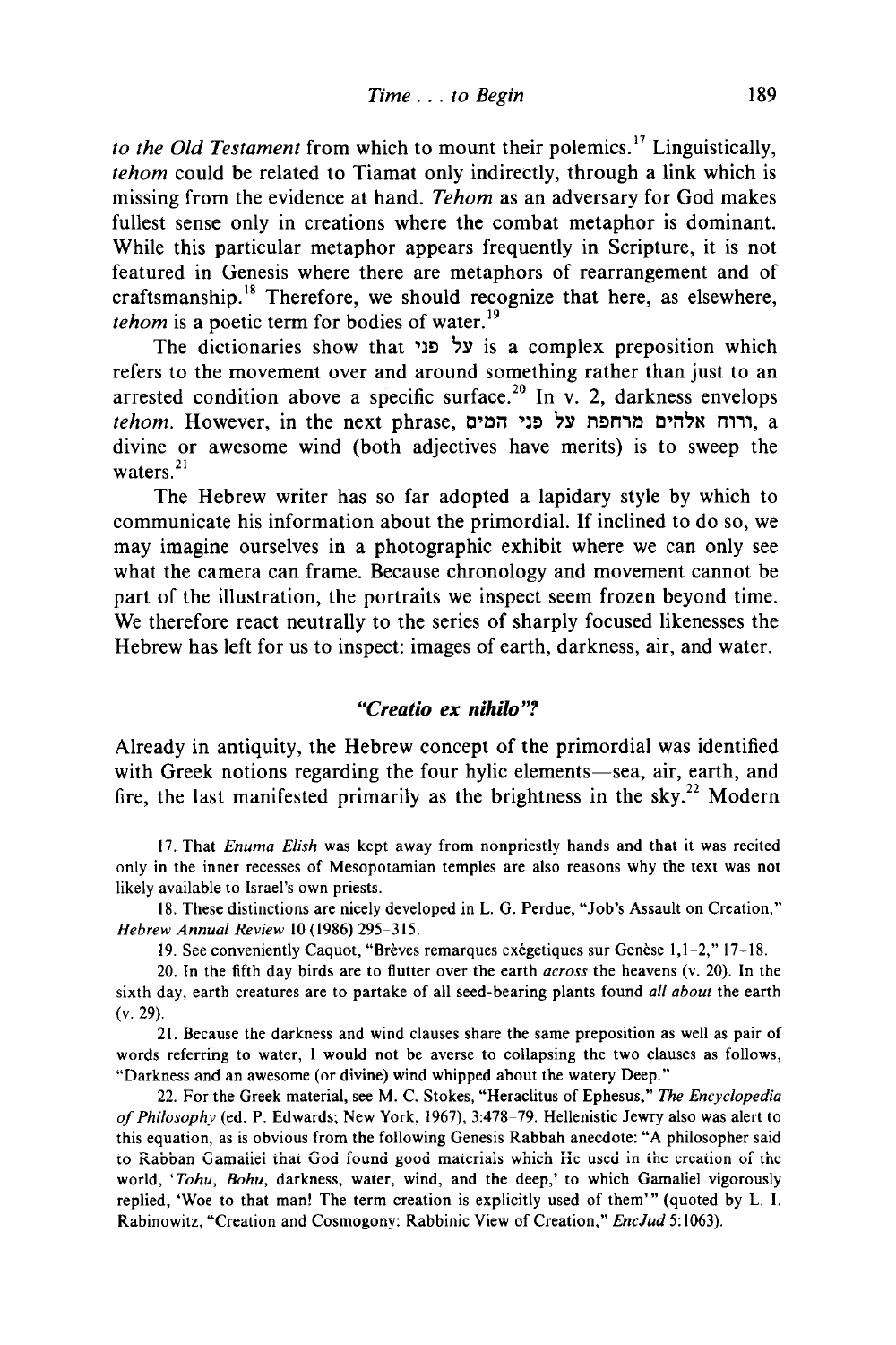*to the Old Testament* from which to mount their polemics.[17] Linguistically, *tehom* could be related to Tiamat only indirectly, through a link which is missing from the evidence at hand. *Tehom* as an adversary for God makes fullest sense only in creations where the combat metaphor is dominant. While this particular metaphor appears frequently in Scripture, it is not featured in Genesis where there are metaphors of rearrangement and of craftsmanship.[18] Therefore, we should recognize that here, as elsewhere, *tehom* is a poetic term for bodies of water.[19]

The dictionaries show that על פני is a complex preposition which refers to the movement over and around something rather than just to an arrested condition above a specific surface.[20] In v. 2, darkness envelops *tehom*. However, in the next phrase, ורוח אלהים מרחפת על פני המים, a divine or awesome wind (both adjectives have merits) is to sweep the waters.[21]

The Hebrew writer has so far adopted a lapidary style by which to communicate his information about the primordial. If inclined to do so, we may imagine ourselves in a photographic exhibit where we can only see what the camera can frame. Because chronology and movement cannot be part of the illustration, the portraits we inspect seem frozen beyond time. We therefore react neutrally to the series of sharply focused likenesses the Hebrew has left for us to inspect: images of earth, darkness, air, and water.

### *"Creatio ex nihilo"?*

Already in antiquity, the Hebrew concept of the primordial was identified with Greek notions regarding the four hylic elements—sea, air, earth, and fire, the last manifested primarily as the brightness in the sky.[22] Modern

17. That *Enuma Elish* was kept away from nonpriestly hands and that it was recited only in the inner recesses of Mesopotamian temples are also reasons why the text was not likely available to Israel's own priests.

18. These distinctions are nicely developed in L. G. Perdue, "Job's Assault on Creation," *Hebrew Annual Review* 10 (1986) 295–315.

19. See conveniently Caquot, "Brèves remarques exégetiques sur Genèse 1,1–2," 17–18.

20. In the fifth day birds are to flutter over the earth *across* the heavens (v. 20). In the sixth day, earth creatures are to partake of all seed-bearing plants found *all about* the earth (v. 29).

21. Because the darkness and wind clauses share the same preposition as well as pair of words referring to water, I would not be averse to collapsing the two clauses as follows, "Darkness and an awesome (or divine) wind whipped about the watery Deep."

22. For the Greek material, see M. C. Stokes, "Heraclitus of Ephesus," *The Encyclopedia of Philosophy* (ed. P. Edwards; New York, 1967), 3:478–79. Hellenistic Jewry also was alert to this equation, as is obvious from the following Genesis Rabbah anecdote: "A philosopher said to Rabban Gamaliel that God found good materials which He used in the creation of the world, '*Tohu*, *Bohu*, darkness, water, wind, and the deep,' to which Gamaliel vigorously replied, 'Woe to that man! The term creation is explicitly used of them'" (quoted by L. I. Rabinowitz, "Creation and Cosmogony: Rabbinic View of Creation," *EncJud* 5:1063).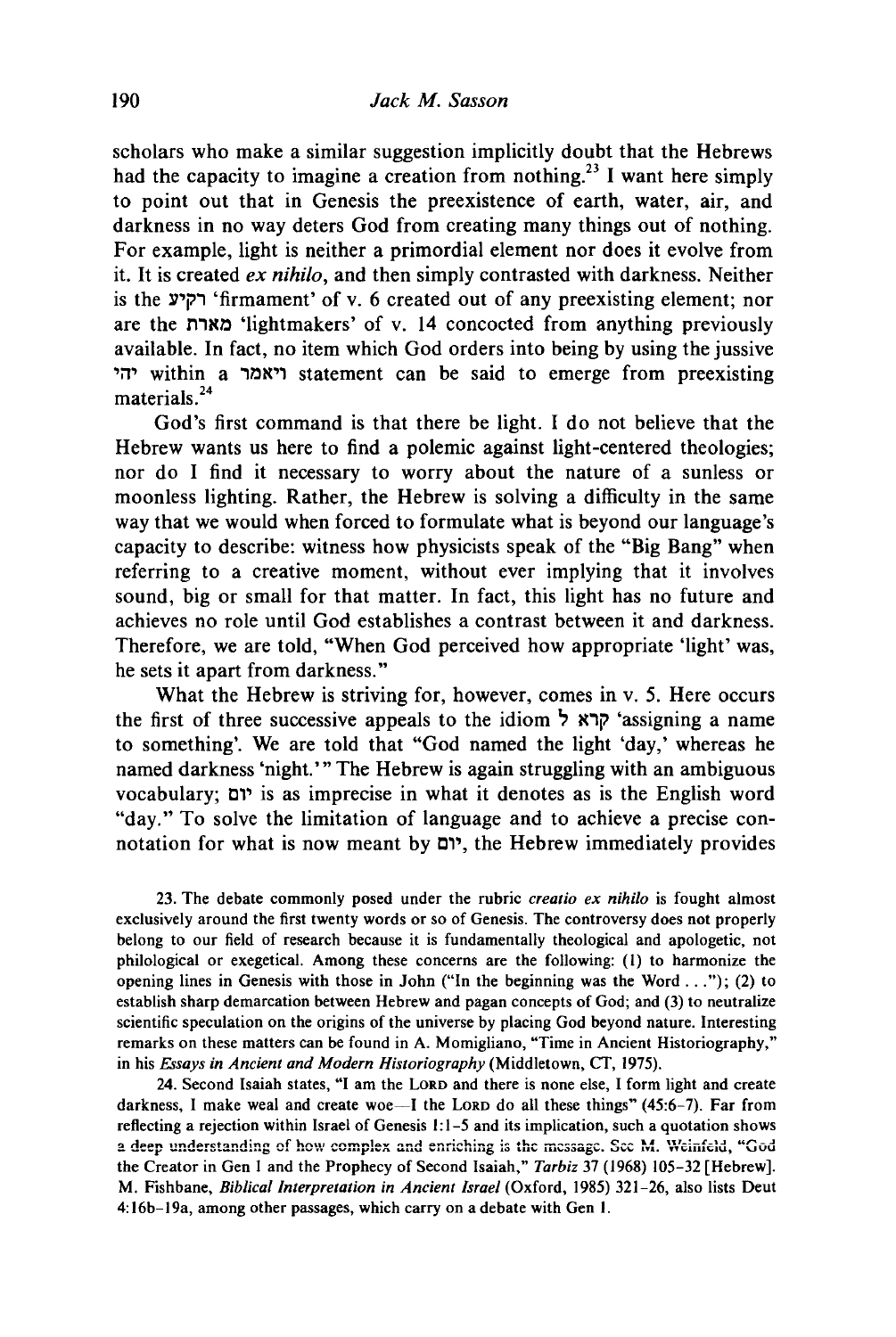scholars who make a similar suggestion implicitly doubt that the Hebrews had the capacity to imagine a creation from nothing.[23] I want here simply to point out that in Genesis the preexistence of earth, water, air, and darkness in no way deters God from creating many things out of nothing. For example, light is neither a primordial element nor does it evolve from it. It is created *ex nihilo*, and then simply contrasted with darkness. Neither is the רקיע 'firmament' of v. 6 created out of any preexisting element; nor are the מארת 'lightmakers' of v. 14 concocted from anything previously available. In fact, no item which God orders into being by using the jussive יהי within a ויאמר statement can be said to emerge from preexisting materials.[24]

God's first command is that there be light. I do not believe that the Hebrew wants us here to find a polemic against light-centered theologies; nor do I find it necessary to worry about the nature of a sunless or moonless lighting. Rather, the Hebrew is solving a difficulty in the same way that we would when forced to formulate what is beyond our language's capacity to describe: witness how physicists speak of the "Big Bang" when referring to a creative moment, without ever implying that it involves sound, big or small for that matter. In fact, this light has no future and achieves no role until God establishes a contrast between it and darkness. Therefore, we are told, "When God perceived how appropriate 'light' was, he sets it apart from darkness."

What the Hebrew is striving for, however, comes in v. 5. Here occurs the first of three successive appeals to the idiom קרא ל 'assigning a name to something'. We are told that "God named the light 'day,' whereas he named darkness 'night.'" The Hebrew is again struggling with an ambiguous vocabulary; יום is as imprecise in what it denotes as is the English word "day." To solve the limitation of language and to achieve a precise connotation for what is now meant by יום, the Hebrew immediately provides

23. The debate commonly posed under the rubric *creatio ex nihilo* is fought almost exclusively around the first twenty words or so of Genesis. The controversy does not properly belong to our field of research because it is fundamentally theological and apologetic, not philological or exegetical. Among these concerns are the following: (1) to harmonize the opening lines in Genesis with those in John ("In the beginning was the Word . . ."); (2) to establish sharp demarcation between Hebrew and pagan concepts of God; and (3) to neutralize scientific speculation on the origins of the universe by placing God beyond nature. Interesting remarks on these matters can be found in A. Momigliano, "Time in Ancient Historiography," in his *Essays in Ancient and Modern Historiography* (Middletown, CT, 1975).

24. Second Isaiah states, "I am the LORD and there is none else, I form light and create darkness, I make weal and create woe—I the LORD do all these things" (45:6-7). Far from reflecting a rejection within Israel of Genesis 1:1-5 and its implication, such a quotation shows a deep understanding of how complex and enriching is the message. See M. Weinfeld, "God the Creator in Gen 1 and the Prophecy of Second Isaiah," *Tarbiz* 37 (1968) 105-32 [Hebrew]. M. Fishbane, *Biblical Interpretation in Ancient Israel* (Oxford, 1985) 321-26, also lists Deut 4:16b-19a, among other passages, which carry on a debate with Gen 1.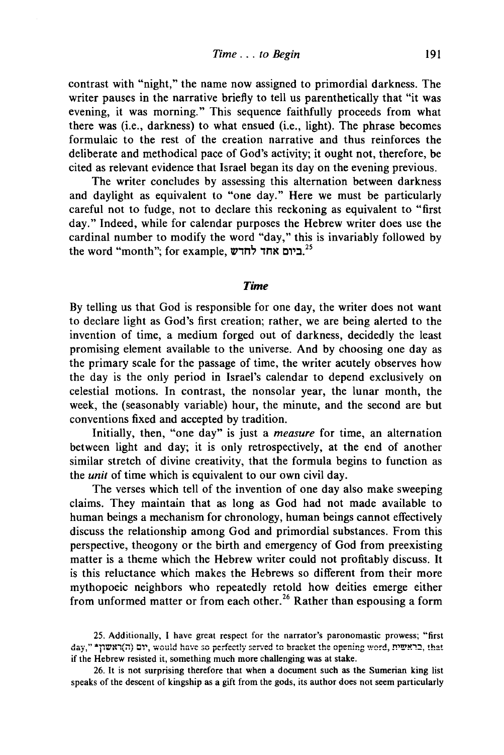contrast with "night," the name now assigned to primordial darkness. The writer pauses in the narrative briefly to tell us parenthetically that "it was evening, it was morning." This sequence faithfully proceeds from what there was (i.e., darkness) to what ensued (i.e., light). The phrase becomes formulaic to the rest of the creation narrative and thus reinforces the deliberate and methodical pace of God's activity; it ought not, therefore, be cited as relevant evidence that Israel began its day on the evening previous.

The writer concludes by assessing this alternation between darkness and daylight as equivalent to "one day." Here we must be particularly careful not to fudge, not to declare this reckoning as equivalent to "first day." Indeed, while for calendar purposes the Hebrew writer does use the cardinal number to modify the word "day," this is invariably followed by the word "month"; for example, ביום אחד לחדש.[25]

### *Time*

By telling us that God is responsible for one day, the writer does not want to declare light as God's first creation; rather, we are being alerted to the invention of time, a medium forged out of darkness, decidedly the least promising element available to the universe. And by choosing one day as the primary scale for the passage of time, the writer acutely observes how the day is the only period in Israel's calendar to depend exclusively on celestial motions. In contrast, the nonsolar year, the lunar month, the week, the (seasonably variable) hour, the minute, and the second are but conventions fixed and accepted by tradition.

Initially, then, "one day" is just a *measure* for time, an alternation between light and day; it is only retrospectively, at the end of another similar stretch of divine creativity, that the formula begins to function as the *unit* of time which is equivalent to our own civil day.

The verses which tell of the invention of one day also make sweeping claims. They maintain that as long as God had not made available to human beings a mechanism for chronology, human beings cannot effectively discuss the relationship among God and primordial substances. From this perspective, theogony or the birth and emergency of God from preexisting matter is a theme which the Hebrew writer could not profitably discuss. It is this reluctance which makes the Hebrews so different from their more mythopoeic neighbors who repeatedly retold how deities emerge either from unformed matter or from each other.[26] Rather than espousing a form

25. Additionally, I have great respect for the narrator's paronomastic prowess; "first day," *יום (ה)ראשון, would have so perfectly served to bracket the opening word, בראשית, that if the Hebrew resisted it, something much more challenging was at stake.

26. It is not surprising therefore that when a document such as the Sumerian king list speaks of the descent of kingship as a gift from the gods, its author does not seem particularly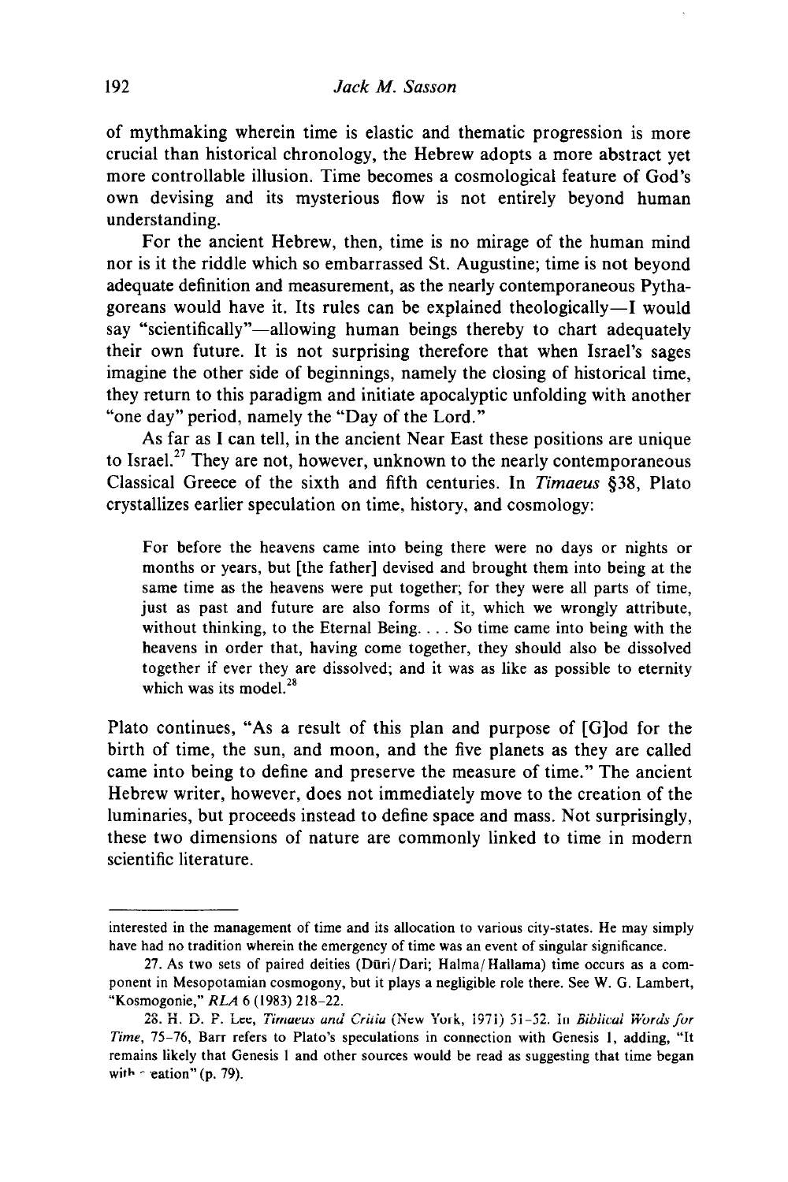of mythmaking wherein time is elastic and thematic progression is more crucial than historical chronology, the Hebrew adopts a more abstract yet more controllable illusion. Time becomes a cosmological feature of God's own devising and its mysterious flow is not entirely beyond human understanding.

For the ancient Hebrew, then, time is no mirage of the human mind nor is it the riddle which so embarrassed St. Augustine; time is not beyond adequate definition and measurement, as the nearly contemporaneous Pythagoreans would have it. Its rules can be explained theologically—I would say "scientifically"—allowing human beings thereby to chart adequately their own future. It is not surprising therefore that when Israel's sages imagine the other side of beginnings, namely the closing of historical time, they return to this paradigm and initiate apocalyptic unfolding with another "one day" period, namely the "Day of the Lord."

As far as I can tell, in the ancient Near East these positions are unique to Israel.[27] They are not, however, unknown to the nearly contemporaneous Classical Greece of the sixth and fifth centuries. In *Timaeus* §38, Plato crystallizes earlier speculation on time, history, and cosmology:

> For before the heavens came into being there were no days or nights or months or years, but [the father] devised and brought them into being at the same time as the heavens were put together; for they were all parts of time, just as past and future are also forms of it, which we wrongly attribute, without thinking, to the Eternal Being. . . . So time came into being with the heavens in order that, having come together, they should also be dissolved together if ever they are dissolved; and it was as like as possible to eternity which was its model.[28]

Plato continues, "As a result of this plan and purpose of [G]od for the birth of time, the sun, and moon, and the five planets as they are called came into being to define and preserve the measure of time." The ancient Hebrew writer, however, does not immediately move to the creation of the luminaries, but proceeds instead to define space and mass. Not surprisingly, these two dimensions of nature are commonly linked to time in modern scientific literature.

---

interested in the management of time and its allocation to various city-states. He may simply have had no tradition wherein the emergency of time was an event of singular significance.

27. As two sets of paired deities (Dūri/Dari; Halma/Hallama) time occurs as a component in Mesopotamian cosmogony, but it plays a negligible role there. See W. G. Lambert, "Kosmogonie," *RLA* 6 (1983) 218–22.

28. H. D. P. Lee, *Timaeus and Critia* (New York, 1971) 51–52. In *Biblical Words for Time*, 75–76, Barr refers to Plato's speculations in connection with Genesis 1, adding, "It remains likely that Genesis 1 and other sources would be read as suggesting that time began with creation" (p. 79).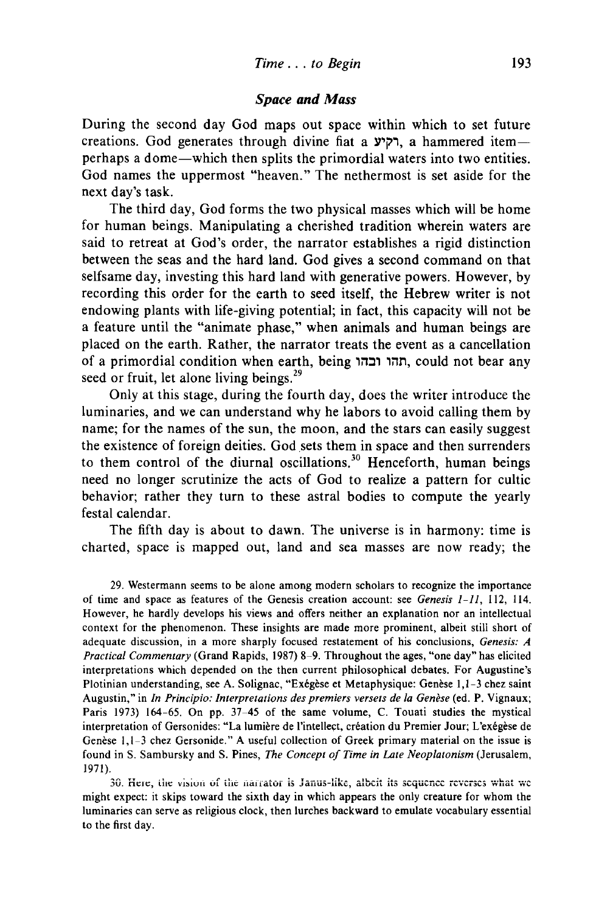### *Space and Mass*

During the second day God maps out space within which to set future creations. God generates through divine fiat a רקיע, a hammered item—perhaps a dome—which then splits the primordial waters into two entities. God names the uppermost "heaven." The nethermost is set aside for the next day's task.

The third day, God forms the two physical masses which will be home for human beings. Manipulating a cherished tradition wherein waters are said to retreat at God's order, the narrator establishes a rigid distinction between the seas and the hard land. God gives a second command on that selfsame day, investing this hard land with generative powers. However, by recording this order for the earth to seed itself, the Hebrew writer is not endowing plants with life-giving potential; in fact, this capacity will not be a feature until the "animate phase," when animals and human beings are placed on the earth. Rather, the narrator treats the event as a cancellation of a primordial condition when earth, being תהו ובהו, could not bear any seed or fruit, let alone living beings.[29]

Only at this stage, during the fourth day, does the writer introduce the luminaries, and we can understand why he labors to avoid calling them by name; for the names of the sun, the moon, and the stars can easily suggest the existence of foreign deities. God sets them in space and then surrenders to them control of the diurnal oscillations.[30] Henceforth, human beings need no longer scrutinize the acts of God to realize a pattern for cultic behavior; rather they turn to these astral bodies to compute the yearly festal calendar.

The fifth day is about to dawn. The universe is in harmony: time is charted, space is mapped out, land and sea masses are now ready; the

29. Westermann seems to be alone among modern scholars to recognize the importance of time and space as features of the Genesis creation account: see *Genesis 1-11*, 112, 114. However, he hardly develops his views and offers neither an explanation nor an intellectual context for the phenomenon. These insights are made more prominent, albeit still short of adequate discussion, in a more sharply focused restatement of his conclusions, *Genesis: A Practical Commentary* (Grand Rapids, 1987) 8–9. Throughout the ages, "one day" has elicited interpretations which depended on the then current philosophical debates. For Augustine's Plotinian understanding, see A. Solignac, "Exégèse et Metaphysique: Genèse 1,1-3 chez saint Augustin," in *In Principio: Interpretations des premiers versets de la Genèse* (ed. P. Vignaux; Paris 1973) 164-65. On pp. 37-45 of the same volume, C. Touati studies the mystical interpretation of Gersonides: "La lumière de l'intellect, création du Premier Jour; L'exégèse de Genèse 1,1-3 chez Gersonide." A useful collection of Greek primary material on the issue is found in S. Sambursky and S. Pines, *The Concept of Time in Late Neoplatonism* (Jerusalem, 1971).

30. Here, the vision of the narrator is Janus-like, albeit its sequence reverses what we might expect: it skips toward the sixth day in which appears the only creature for whom the luminaries can serve as religious clock, then lurches backward to emulate vocabulary essential to the first day.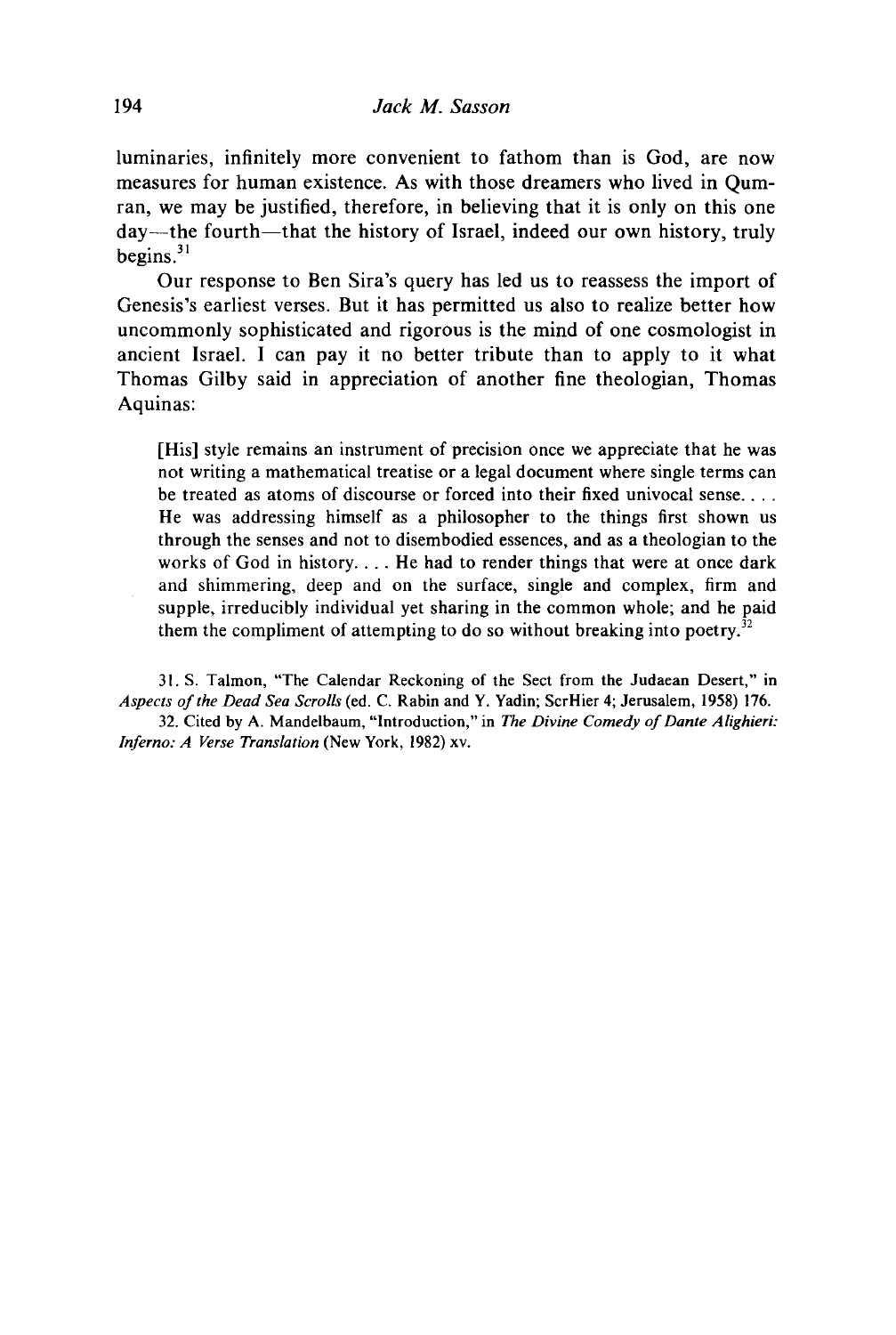luminaries, infinitely more convenient to fathom than is God, are now measures for human existence. As with those dreamers who lived in Qumran, we may be justified, therefore, in believing that it is only on this one day—the fourth—that the history of Israel, indeed our own history, truly begins.[31]

Our response to Ben Sira's query has led us to reassess the import of Genesis's earliest verses. But it has permitted us also to realize better how uncommonly sophisticated and rigorous is the mind of one cosmologist in ancient Israel. I can pay it no better tribute than to apply to it what Thomas Gilby said in appreciation of another fine theologian, Thomas Aquinas:

> [His] style remains an instrument of precision once we appreciate that he was not writing a mathematical treatise or a legal document where single terms can be treated as atoms of discourse or forced into their fixed univocal sense. . . . He was addressing himself as a philosopher to the things first shown us through the senses and not to disembodied essences, and as a theologian to the works of God in history. . . . He had to render things that were at once dark and shimmering, deep and on the surface, single and complex, firm and supple, irreducibly individual yet sharing in the common whole; and he paid them the compliment of attempting to do so without breaking into poetry.[32]

31. S. Talmon, "The Calendar Reckoning of the Sect from the Judaean Desert," in *Aspects of the Dead Sea Scrolls* (ed. C. Rabin and Y. Yadin; ScrHier 4; Jerusalem, 1958) 176.

32. Cited by A. Mandelbaum, "Introduction," in *The Divine Comedy of Dante Alighieri: Inferno: A Verse Translation* (New York, 1982) xv.